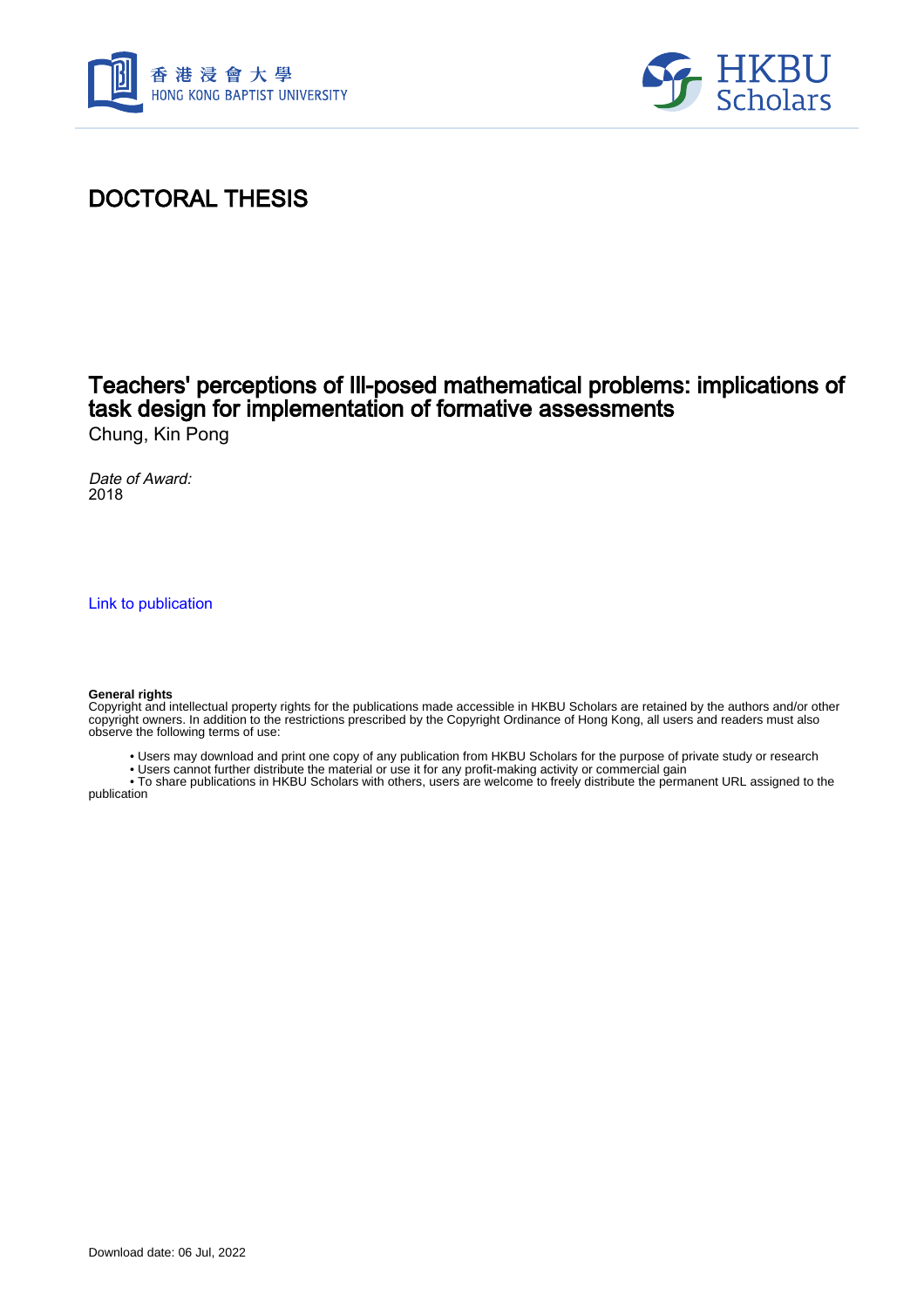香港浸會大學
HONG KONG BAPTIST UNIVERSITY

HKBU Scholars

# DOCTORAL THESIS

## Teachers' perceptions of Ill-posed mathematical problems: implications of task design for implementation of formative assessments

Chung, Kin Pong

*Date of Award:*
2018

Link to publication

**General rights**
Copyright and intellectual property rights for the publications made accessible in HKBU Scholars are retained by the authors and/or other copyright owners. In addition to the restrictions prescribed by the Copyright Ordinance of Hong Kong, all users and readers must also observe the following terms of use:

- Users may download and print one copy of any publication from HKBU Scholars for the purpose of private study or research
- Users cannot further distribute the material or use it for any profit-making activity or commercial gain
- To share publications in HKBU Scholars with others, users are welcome to freely distribute the permanent URL assigned to the publication

Download date: 06 Jul, 2022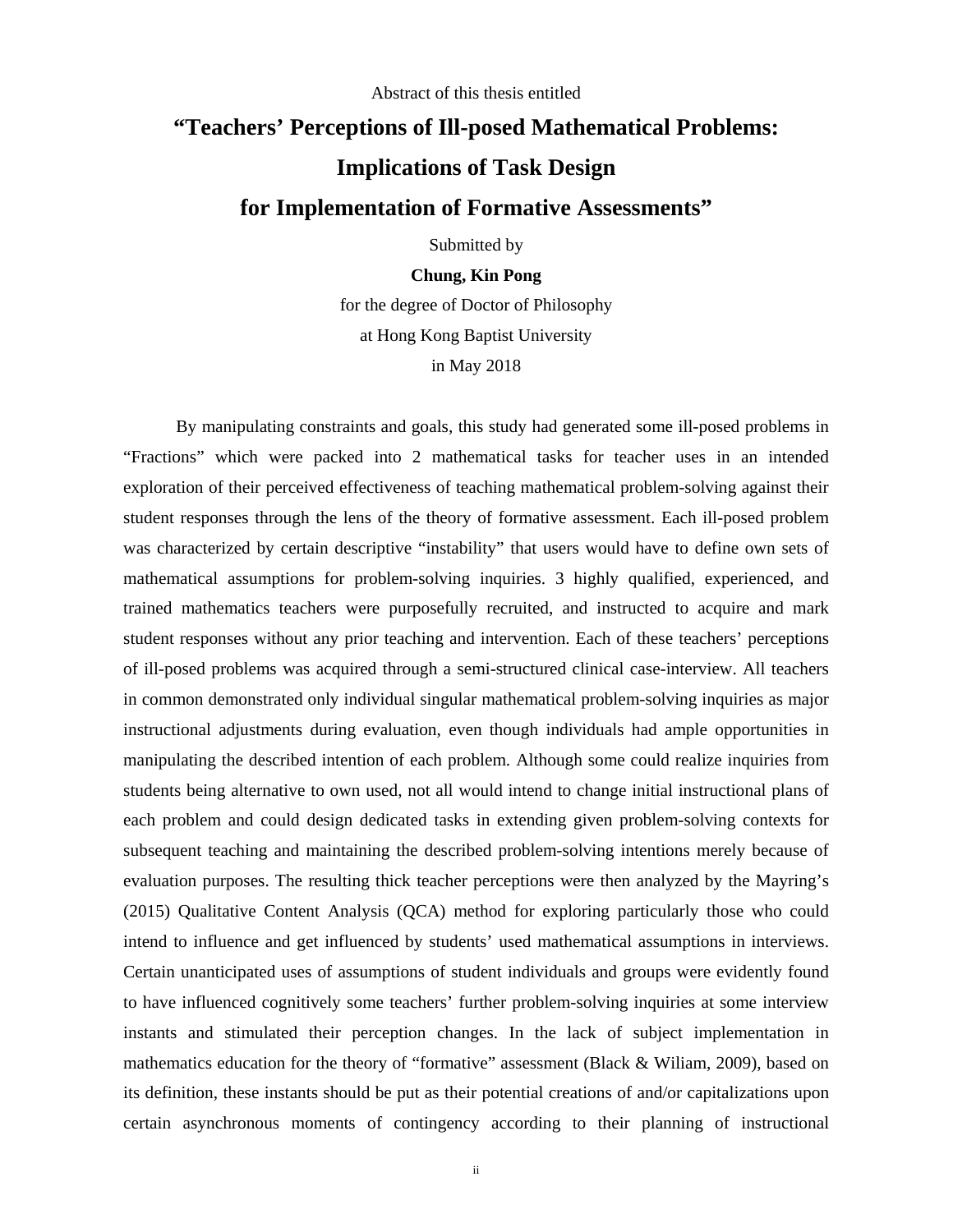Abstract of this thesis entitled

# "Teachers' Perceptions of Ill-posed Mathematical Problems: Implications of Task Design for Implementation of Formative Assessments"

Submitted by

**Chung, Kin Pong**

for the degree of Doctor of Philosophy

at Hong Kong Baptist University

in May 2018

By manipulating constraints and goals, this study had generated some ill-posed problems in "Fractions" which were packed into 2 mathematical tasks for teacher uses in an intended exploration of their perceived effectiveness of teaching mathematical problem-solving against their student responses through the lens of the theory of formative assessment. Each ill-posed problem was characterized by certain descriptive "instability" that users would have to define own sets of mathematical assumptions for problem-solving inquiries. 3 highly qualified, experienced, and trained mathematics teachers were purposefully recruited, and instructed to acquire and mark student responses without any prior teaching and intervention. Each of these teachers' perceptions of ill-posed problems was acquired through a semi-structured clinical case-interview. All teachers in common demonstrated only individual singular mathematical problem-solving inquiries as major instructional adjustments during evaluation, even though individuals had ample opportunities in manipulating the described intention of each problem. Although some could realize inquiries from students being alternative to own used, not all would intend to change initial instructional plans of each problem and could design dedicated tasks in extending given problem-solving contexts for subsequent teaching and maintaining the described problem-solving intentions merely because of evaluation purposes. The resulting thick teacher perceptions were then analyzed by the Mayring's (2015) Qualitative Content Analysis (QCA) method for exploring particularly those who could intend to influence and get influenced by students' used mathematical assumptions in interviews. Certain unanticipated uses of assumptions of student individuals and groups were evidently found to have influenced cognitively some teachers' further problem-solving inquiries at some interview instants and stimulated their perception changes. In the lack of subject implementation in mathematics education for the theory of "formative" assessment (Black & Wiliam, 2009), based on its definition, these instants should be put as their potential creations of and/or capitalizations upon certain asynchronous moments of contingency according to their planning of instructional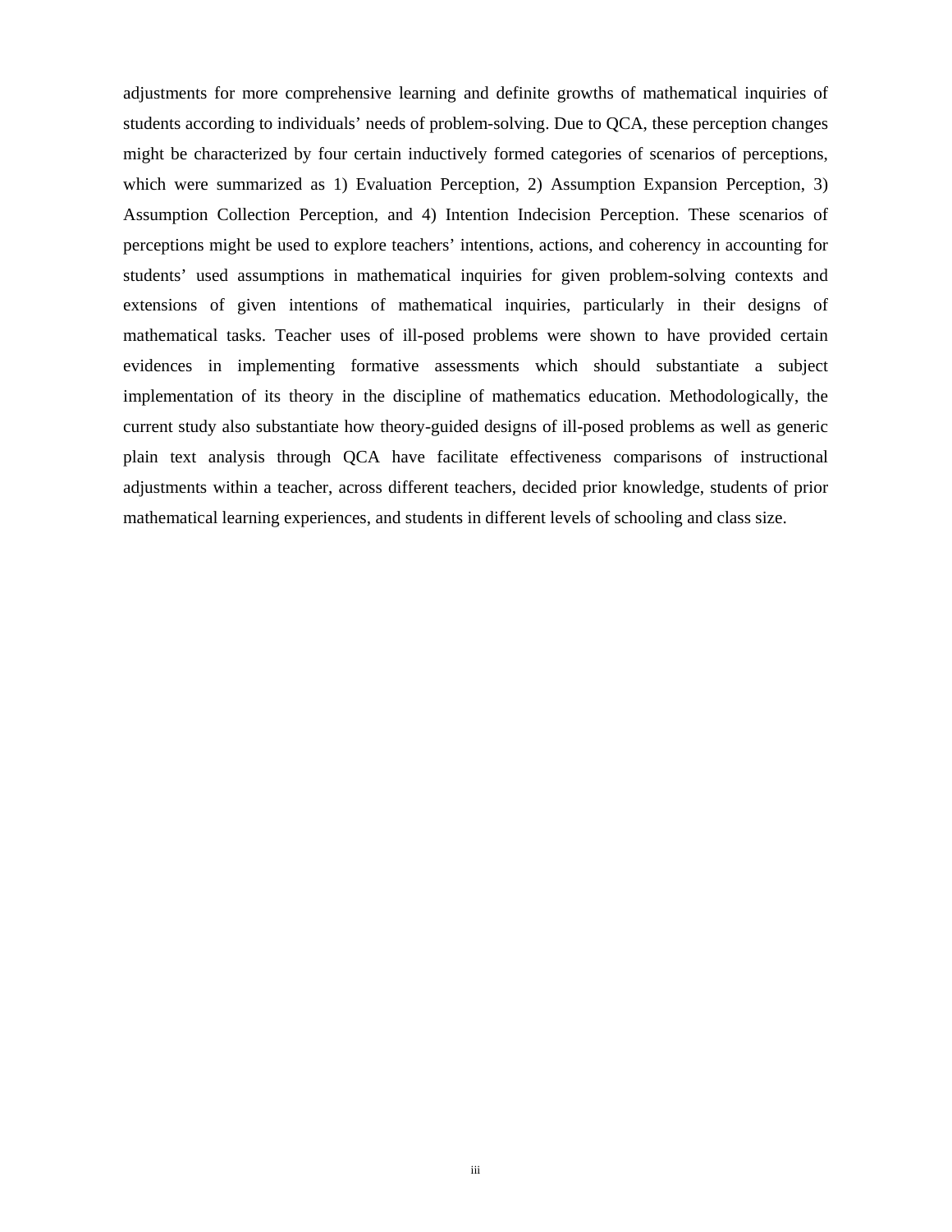adjustments for more comprehensive learning and definite growths of mathematical inquiries of students according to individuals' needs of problem-solving. Due to QCA, these perception changes might be characterized by four certain inductively formed categories of scenarios of perceptions, which were summarized as 1) Evaluation Perception, 2) Assumption Expansion Perception, 3) Assumption Collection Perception, and 4) Intention Indecision Perception. These scenarios of perceptions might be used to explore teachers' intentions, actions, and coherency in accounting for students' used assumptions in mathematical inquiries for given problem-solving contexts and extensions of given intentions of mathematical inquiries, particularly in their designs of mathematical tasks. Teacher uses of ill-posed problems were shown to have provided certain evidences in implementing formative assessments which should substantiate a subject implementation of its theory in the discipline of mathematics education. Methodologically, the current study also substantiate how theory-guided designs of ill-posed problems as well as generic plain text analysis through QCA have facilitate effectiveness comparisons of instructional adjustments within a teacher, across different teachers, decided prior knowledge, students of prior mathematical learning experiences, and students in different levels of schooling and class size.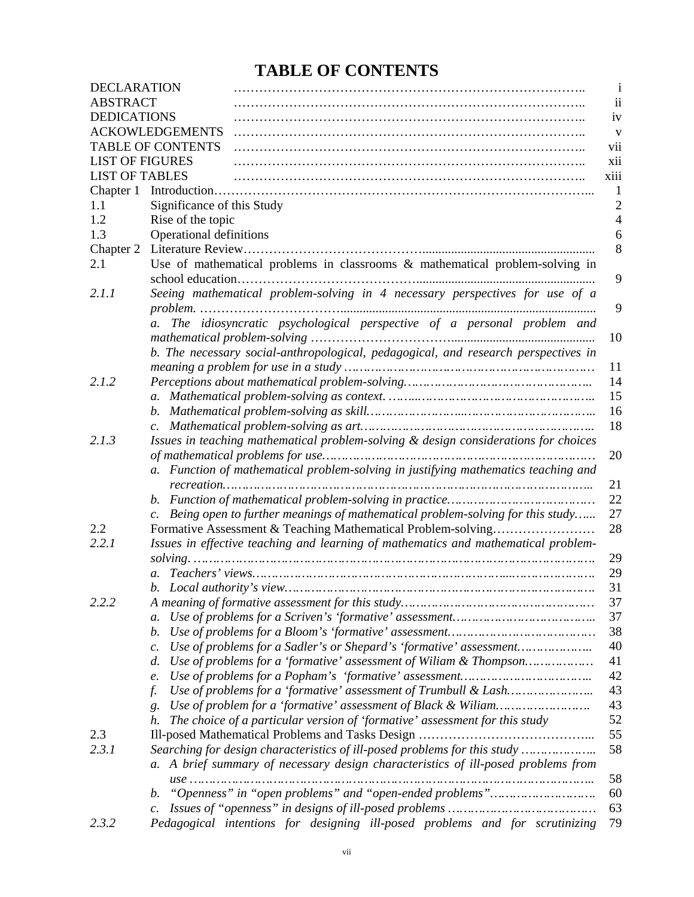# TABLE OF CONTENTS

| | | |
|---|---|---|
| DECLARATION | | i |
| ABSTRACT | | ii |
| DEDICATIONS | | iv |
| ACKOWLEDGEMENTS | | v |
| TABLE OF CONTENTS | | vii |
| LIST OF FIGURES | | xii |
| LIST OF TABLES | | xiii |
| Chapter 1 | Introduction | 1 |
| 1.1 | Significance of this Study | 2 |
| 1.2 | Rise of the topic | 4 |
| 1.3 | Operational definitions | 6 |
| Chapter 2 | Literature Review | 8 |
| 2.1 | Use of mathematical problems in classrooms & mathematical problem-solving in school education | 9 |
| *2.1.1* | *Seeing mathematical problem-solving in 4 necessary perspectives for use of a problem.* | 9 |
| | *a. The idiosyncratic psychological perspective of a personal problem and mathematical problem-solving* | 10 |
| | *b. The necessary social-anthropological, pedagogical, and research perspectives in meaning a problem for use in a study* | 11 |
| *2.1.2* | *Perceptions about mathematical problem-solving.* | 14 |
| | *a. Mathematical problem-solving as context.* | 15 |
| | *b. Mathematical problem-solving as skill.* | 16 |
| | *c. Mathematical problem-solving as art.* | 18 |
| *2.1.3* | *Issues in teaching mathematical problem-solving & design considerations for choices of mathematical problems for use.* | 20 |
| | *a. Function of mathematical problem-solving in justifying mathematics teaching and recreation.* | 21 |
| | *b. Function of mathematical problem-solving in practice.* | 22 |
| | *c. Being open to further meanings of mathematical problem-solving for this study.* | 27 |
| 2.2 | Formative Assessment & Teaching Mathematical Problem-solving | 28 |
| *2.2.1* | *Issues in effective teaching and learning of mathematics and mathematical problem-solving.* | 29 |
| | *a. Teachers' views.* | 29 |
| | *b. Local authority's view.* | 31 |
| *2.2.2* | *A meaning of formative assessment for this study.* | 37 |
| | *a. Use of problems for a Scriven's 'formative' assessment.* | 37 |
| | *b. Use of problems for a Bloom's 'formative' assessment.* | 38 |
| | *c. Use of problems for a Sadler's or Shepard's 'formative' assessment.* | 40 |
| | *d. Use of problems for a 'formative' assessment of Wiliam & Thompson.* | 41 |
| | *e. Use of problems for a Popham's 'formative' assessment.* | 42 |
| | *f. Use of problems for a 'formative' assessment of Trumbull & Lash.* | 43 |
| | *g. Use of problem for a 'formative' assessment of Black & Wiliam.* | 43 |
| | *h. The choice of a particular version of 'formative' assessment for this study* | 52 |
| 2.3 | Ill-posed Mathematical Problems and Tasks Design | 55 |
| *2.3.1* | *Searching for design characteristics of ill-posed problems for this study* | 58 |
| | *a. A brief summary of necessary design characteristics of ill-posed problems from use* | 58 |
| | *b. "Openness" in "open problems" and "open-ended problems".* | 60 |
| | *c. Issues of "openness" in designs of ill-posed problems* | 63 |
| *2.3.2* | *Pedagogical intentions for designing ill-posed problems and for scrutinizing* | 79 |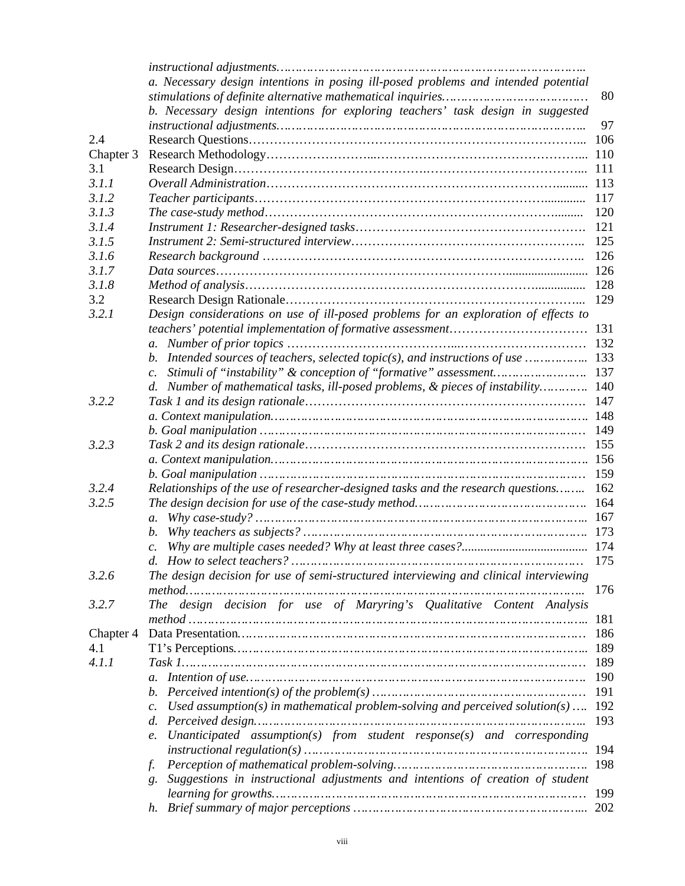| | | |
|---|---|---|
| | *instructional adjustments……………………………………………………………………* | |
| | *a. Necessary design intentions in posing ill-posed problems and intended potential stimulations of definite alternative mathematical inquiries…………………………………* | 80 |
| | *b. Necessary design intentions for exploring teachers' task design in suggested instructional adjustments………………………………………………………………………* | 97 |
| 2.4 | Research Questions………………………………………………………………………... | 106 |
| Chapter 3 | Research Methodology……………………...…………………………………………... | 110 |
| 3.1 | Research Design……………………………………….……………………………….... | 111 |
| *3.1.1* | *Overall Administration……………………………………………………………..........* | 113 |
| *3.1.2* | *Teacher participants………………………………………………………….............* | 117 |
| *3.1.3* | *The case-study method……………………………………………………………........* | 120 |
| *3.1.4* | *Instrument 1: Researcher-designed tasks………………………………………………* | 121 |
| *3.1.5* | *Instrument 2: Semi-structured interview……………………………………………..* | 125 |
| *3.1.6* | *Research background …………………………………………………………………..* | 126 |
| *3.1.7* | *Data sources……………………………………………………………........................* | 126 |
| *3.1.8* | *Method of analysis…………………………………………………………….................* | 128 |
| 3.2 | Research Design Rationale………………………………………………………………... | 129 |
| *3.2.1* | *Design considerations on use of ill-posed problems for an exploration of effects to teachers' potential implementation of formative assessment……………………………* | 131 |
| | *a. Number of prior topics ………………………………...…………………………* | 132 |
| | *b. Intended sources of teachers, selected topic(s), and instructions of use ……………..* | 133 |
| | *c. Stimuli of "instability" & conception of "formative" assessment……………………..* | 137 |
| | *d. Number of mathematical tasks, ill-posed problems, & pieces of instability…………..* | 140 |
| *3.2.2* | *Task 1 and its design rationale…………………………………………………………* | 147 |
| | *a. Context manipulation…………………………………………………………………..* | 148 |
| | *b. Goal manipulation ……………………………………………………………………..* | 149 |
| *3.2.3* | *Task 2 and its design rationale…………………………………………………………* | 155 |
| | *a. Context manipulation…………………………………………………………………..* | 156 |
| | *b. Goal manipulation ……………………………………………………………………* | 159 |
| *3.2.4* | *Relationships of the use of researcher-designed tasks and the research questions……..* | 162 |
| *3.2.5* | *The design decision for use of the case-study method……………………………………..* | 164 |
| | *a. Why case-study? …………………………………………………………………………...* | 167 |
| | *b. Why teachers as subjects? ……………………………………………………………….* | 173 |
| | *c. Why are multiple cases needed? Why at least three cases?.......................................* | 174 |
| | *d. How to select teachers? …………………………………………………………………* | 175 |
| *3.2.6* | *The design decision for use of semi-structured interviewing and clinical interviewing method…………………………………………………………………………………………..* | 176 |
| *3.2.7* | *The design decision for use of Maryring's Qualitative Content Analysis method ……………………………………………………………………………………………..* | 181 |
| Chapter 4 | Data Presentation………………………………………………………………………… | 186 |
| 4.1 | T1's Perceptions………………………………………………………………………….. | 189 |
| *4.1.1* | *Task 1……………………………………………………………………………………………* | 189 |
| | *a. Intention of use………………………………………………………………………………* | 190 |
| | *b. Perceived intention(s) of the problem(s) ………………………………………………* | 191 |
| | *c. Used assumption(s) in mathematical problem-solving and perceived solution(s) ….* | 192 |
| | *d. Perceived design……………………………………………………………………………..* | 193 |
| | *e. Unanticipated assumption(s) from student response(s) and corresponding instructional regulation(s) ……………………………………………………………………….* | 194 |
| | *f. Perception of mathematical problem-solving…………………………………………….* | 198 |
| | *g. Suggestions in instructional adjustments and intentions of creation of student learning for growths………………………………………………………………………….* | 199 |
| | *h. Brief summary of major perceptions ……………………………………………………...* | 202 |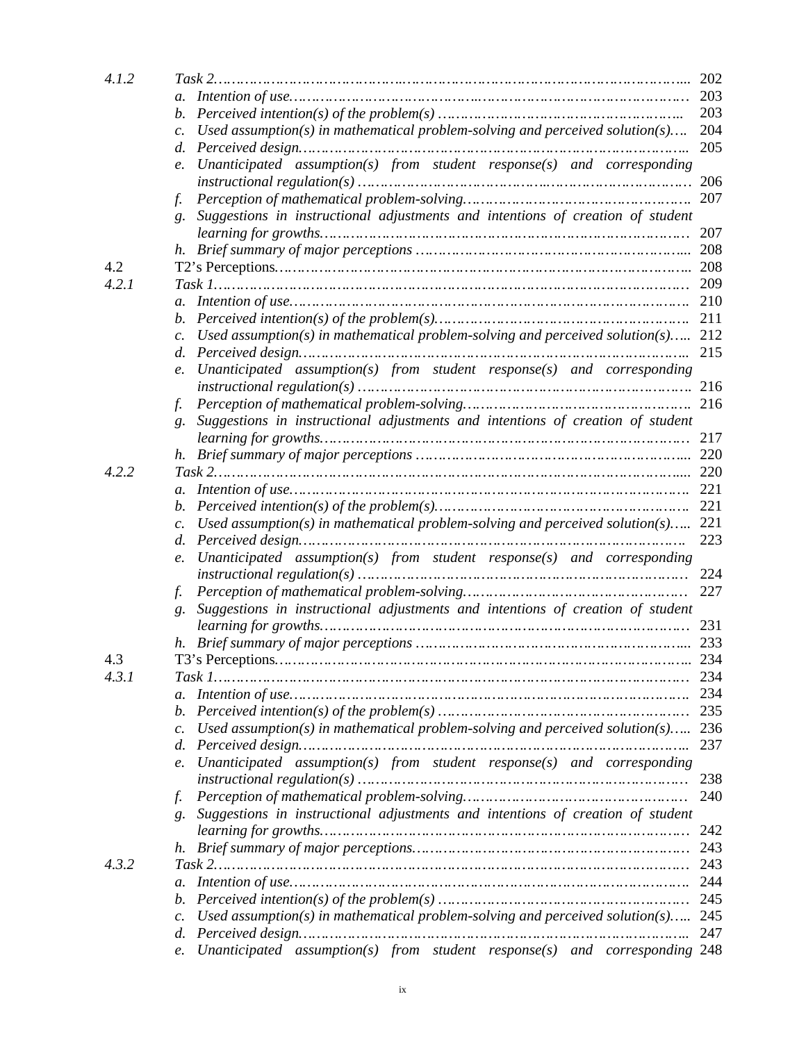| | | |
|---|---|---|
| *4.1.2* | *Task 2……………………………………………………………………………………………...* | 202 |
| | *a. Intention of use……………………………………………………………………………* | 203 |
| | *b. Perceived intention(s) of the problem(s) ………………………………………………..* | 203 |
| | *c. Used assumption(s) in mathematical problem-solving and perceived solution(s)….* | 204 |
| | *d. Perceived design………………………………………………………………………….* | 205 |
| | *e. Unanticipated assumption(s) from student response(s) and corresponding instructional regulation(s) ……………………………………………………………………* | 206 |
| | *f. Perception of mathematical problem-solving……………………………………………* | 207 |
| | *g. Suggestions in instructional adjustments and intentions of creation of student learning for growths…………………………………………………………………………* | 207 |
| | *h. Brief summary of major perceptions …………………………………………………...* | 208 |
| 4.2 | T2's Perceptions……………………………………………………………………………... | 208 |
| *4.2.1* | *Task 1…………………………………………………………………………………………* | 209 |
| | *a. Intention of use……………………………………………………………………………* | 210 |
| | *b. Perceived intention(s) of the problem(s)………………………………………………….* | 211 |
| | *c. Used assumption(s) in mathematical problem-solving and perceived solution(s)…..* | 212 |
| | *d. Perceived design…………………………………………………………………………...* | 215 |
| | *e. Unanticipated assumption(s) from student response(s) and corresponding instructional regulation(s) ……………………………………………………………………* | 216 |
| | *f. Perception of mathematical problem-solving……………………………………………* | 216 |
| | *g. Suggestions in instructional adjustments and intentions of creation of student learning for growths…………………………………………………………………………* | 217 |
| | *h. Brief summary of major perceptions …………………………………………………...* | 220 |
| *4.2.2* | *Task 2…………………………………………………………………………………………....* | 220 |
| | *a. Intention of use……………………………………………………………………………* | 221 |
| | *b. Perceived intention(s) of the problem(s)………………………………………………….* | 221 |
| | *c. Used assumption(s) in mathematical problem-solving and perceived solution(s)…..* | 221 |
| | *d. Perceived design…………………………………………………………………………* | 223 |
| | *e. Unanticipated assumption(s) from student response(s) and corresponding instructional regulation(s) ……………………………………………………………………* | 224 |
| | *f. Perception of mathematical problem-solving……………………………………………* | 227 |
| | *g. Suggestions in instructional adjustments and intentions of creation of student learning for growths…………………………………………………………………………* | 231 |
| | *h. Brief summary of major perceptions …………………………………………………...* | 233 |
| 4.3 | T3's Perceptions……………………………………………………………………………... | 234 |
| *4.3.1* | *Task 1…………………………………………………………………………………………* | 234 |
| | *a. Intention of use……………………………………………………………………………* | 234 |
| | *b. Perceived intention(s) of the problem(s) …………………………………………………* | 235 |
| | *c. Used assumption(s) in mathematical problem-solving and perceived solution(s)…..* | 236 |
| | *d. Perceived design…………………………………………………………………………...* | 237 |
| | *e. Unanticipated assumption(s) from student response(s) and corresponding instructional regulation(s) ……………………………………………………………………* | 238 |
| | *f. Perception of mathematical problem-solving……………………………………………* | 240 |
| | *g. Suggestions in instructional adjustments and intentions of creation of student learning for growths…………………………………………………………………………* | 242 |
| | *h. Brief summary of major perceptions……………………………………………………* | 243 |
| *4.3.2* | *Task 2…………………………………………………………………………………………* | 243 |
| | *a. Intention of use……………………………………………………………………………* | 244 |
| | *b. Perceived intention(s) of the problem(s) …………………………………………………* | 245 |
| | *c. Used assumption(s) in mathematical problem-solving and perceived solution(s)…..* | 245 |
| | *d. Perceived design…………………………………………………………………………...* | 247 |
| | *e. Unanticipated assumption(s) from student response(s) and corresponding* | 248 |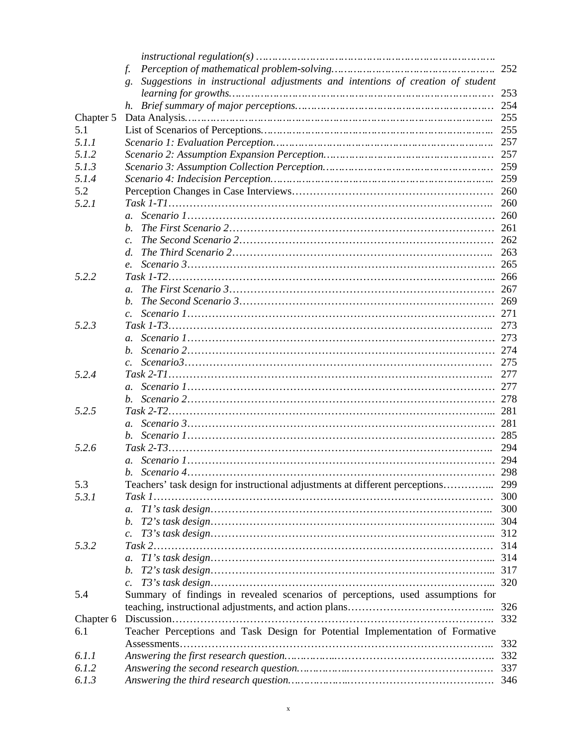| | | |
|---|---|---|
| | *instructional regulation(s) …………………………………………………………………* | |
| | f. *Perception of mathematical problem-solving……………………………………………* | 252 |
| | g. *Suggestions in instructional adjustments and intentions of creation of student learning for growths………………………………………………………………………* | 253 |
| | h. *Brief summary of major perceptions……………………………………………………* | 254 |
| Chapter 5 | Data Analysis……………………………………………………………………………….. | 255 |
| 5.1 | List of Scenarios of Perceptions……………………………………………………………... | 255 |
| *5.1.1* | *Scenario 1: Evaluation Perception………………………………………………………….* | 257 |
| *5.1.2* | *Scenario 2: Assumption Expansion Perception……………………………………………* | 257 |
| *5.1.3* | *Scenario 3: Assumption Collection Perception……………………………………………* | 259 |
| *5.1.4* | *Scenario 4: Indecision Perception…………………………………………………………...* | 259 |
| 5.2 | Perception Changes in Case Interviews……………………………………………… | 260 |
| *5.2.1* | *Task 1-T1……………………………………………………………………………..* | 260 |
| | a. *Scenario 1……………………………………………………………………………* | 260 |
| | b. *The First Scenario 2………………………………………………………………* | 261 |
| | c. *The Second Scenario 2……………………………………………………………* | 262 |
| | d. *The Third Scenario 2……………………………………………………………..* | 263 |
| | e. *Scenario 3……………………………………………………………………………* | 265 |
| *5.2.2* | *Task 1-T2……………………………………………………………………………...* | 266 |
| | a. *The First Scenario 3………………………………………………………………* | 267 |
| | b. *The Second Scenario 3……………………………………………………………* | 269 |
| | c. *Scenario 1……………………………………………………………………………* | 271 |
| *5.2.3* | *Task 1-T3……………………………………………………………………………..* | 273 |
| | a. *Scenario 1……………………………………………………………………………* | 273 |
| | b. *Scenario 2……………………………………………………………………………* | 274 |
| | c. *Scenario3……………………………………………………………………………* | 275 |
| *5.2.4* | *Task 2-T1……………………………………………………………………………..* | 277 |
| | a. *Scenario 1……………………………………………………………………………* | 277 |
| | b. *Scenario 2……………………………………………………………………………* | 278 |
| *5.2.5* | *Task 2-T2……………………………………………………………………………...* | 281 |
| | a. *Scenario 3……………………………………………………………………………* | 281 |
| | b. *Scenario 1……………………………………………………………………………* | 285 |
| *5.2.6* | *Task 2-T3……………………………………………………………………………..* | 294 |
| | a. *Scenario 1……………………………………………………………………………* | 294 |
| | b. *Scenario 4……………………………………………………………………………* | 298 |
| 5.3 | Teachers' task design for instructional adjustments at different perceptions…………... | 299 |
| *5.3.1* | *Task 1……………………………………………………………………………………* | 300 |
| | a. *T1's task design…………………………………………………………………..* | 300 |
| | b. *T2's task design…………………………………………………………………...* | 304 |
| | c. *T3's task design…………………………………………………………………...* | 312 |
| *5.3.2* | *Task 2……………………………………………………………………………………* | 314 |
| | a. *T1's task design…………………………………………………………………...* | 314 |
| | b. *T2's task design…………………………………………………………………...* | 317 |
| | c. *T3's task design…………………………………………………………………...* | 320 |
| 5.4 | Summary of findings in revealed scenarios of perceptions, used assumptions for teaching, instructional adjustments, and action plans…………………………………... | 326 |
| Chapter 6 | Discussion……………………………………………………………………………. | 332 |
| 6.1 | Teacher Perceptions and Task Design for Potential Implementation of Formative Assessments…………………………………………………………………………….. | 332 |
| *6.1.1* | *Answering the first research question……………………………………………….* | 332 |
| *6.1.2* | *Answering the second research question…………………………………………….* | 337 |
| *6.1.3* | *Answering the third research question……………………………………………….* | 346 |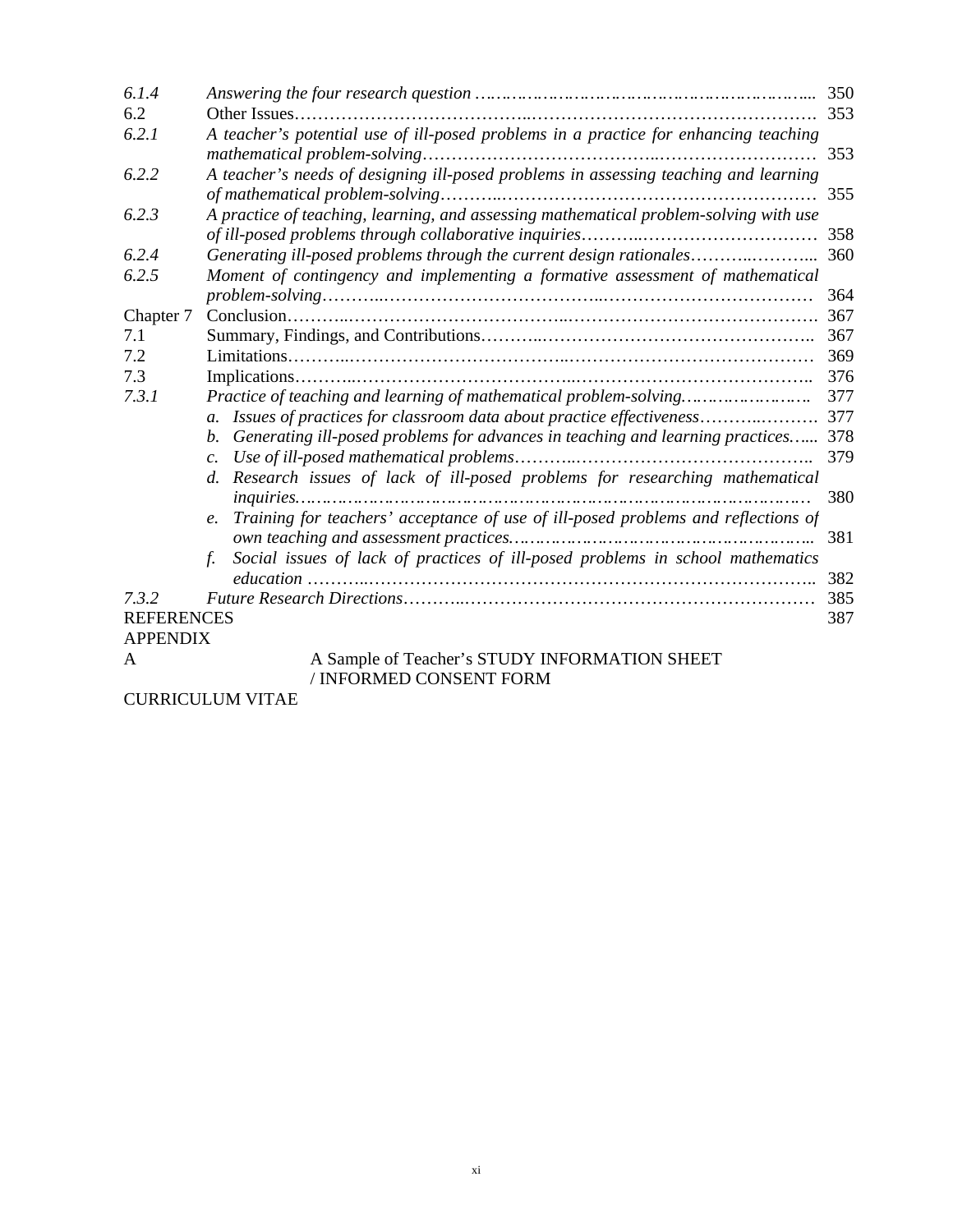| | | |
|---|---|---|
| *6.1.4* | *Answering the four research question* ……………………………………………………... | 350 |
| 6.2 | Other Issues…………………………………..…………………………………………. | 353 |
| *6.2.1* | *A teacher's potential use of ill-posed problems in a practice for enhancing teaching mathematical problem-solving*…………………………………..……………………… | 353 |
| *6.2.2* | *A teacher's needs of designing ill-posed problems in assessing teaching and learning of mathematical problem-solving*………..……………………………………………… | 355 |
| *6.2.3* | *A practice of teaching, learning, and assessing mathematical problem-solving with use of ill-posed problems through collaborative inquiries*………..………………………… | 358 |
| *6.2.4* | *Generating ill-posed problems through the current design rationales*………..……….. | 360 |
| *6.2.5* | *Moment of contingency and implementing a formative assessment of mathematical problem-solving*………..………………………………..……………………………… | 364 |
| Chapter 7 | Conclusion………..………………………………..……………………………………. | 367 |
| 7.1 | Summary, Findings, and Contributions………..……………………………………….. | 367 |
| 7.2 | Limitations………..………………………………..…………………………………… | 369 |
| 7.3 | Implications………..………………………………..………………………………….. | 376 |
| *7.3.1* | *Practice of teaching and learning of mathematical problem-solving*……………………. | 377 |
| | a. *Issues of practices for classroom data about practice effectiveness*………..………. | 377 |
| | b. *Generating ill-posed problems for advances in teaching and learning practices*…... | 378 |
| | c. *Use of ill-posed mathematical problems*………..………………………………….. | 379 |
| | d. *Research issues of lack of ill-posed problems for researching mathematical inquiries*………………………………………………………………………………… | 380 |
| | e. *Training for teachers' acceptance of use of ill-posed problems and reflections of own teaching and assessment practices*……………………………………………….. | 381 |
| | f. *Social issues of lack of practices of ill-posed problems in school mathematics education* ………..……………………………………………………………………….. | 382 |
| *7.3.2* | *Future Research Directions*………..…………………………………………………… | 385 |
| REFERENCES | | 387 |
| APPENDIX | | |
| A | A Sample of Teacher's STUDY INFORMATION SHEET / INFORMED CONSENT FORM | |
| CURRICULUM VITAE | | |